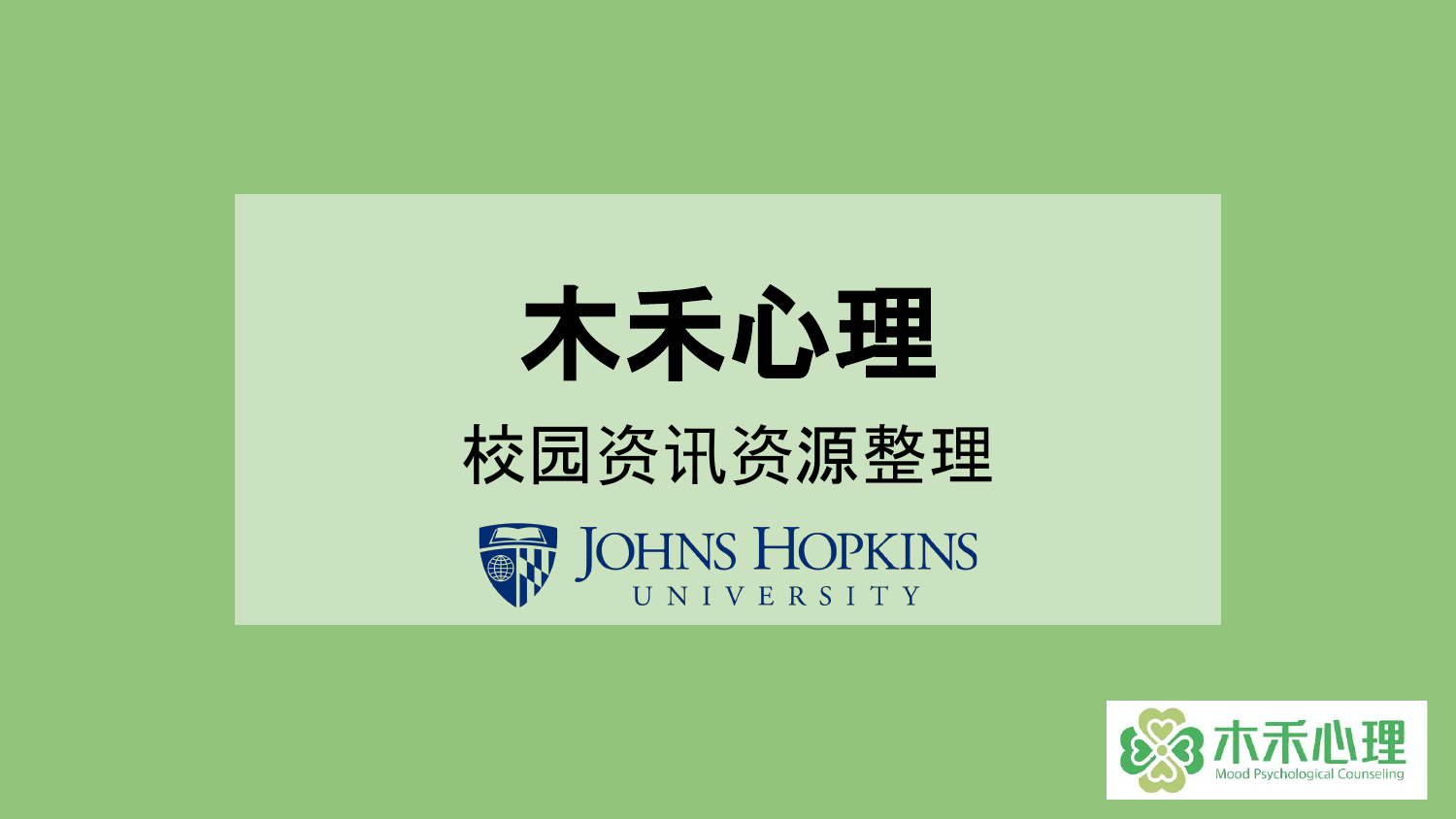# 木禾心理

## 校园资讯资源整理

JOHNS HOPKINS UNIVERSITY

木禾心理 Mood Psychological Counseling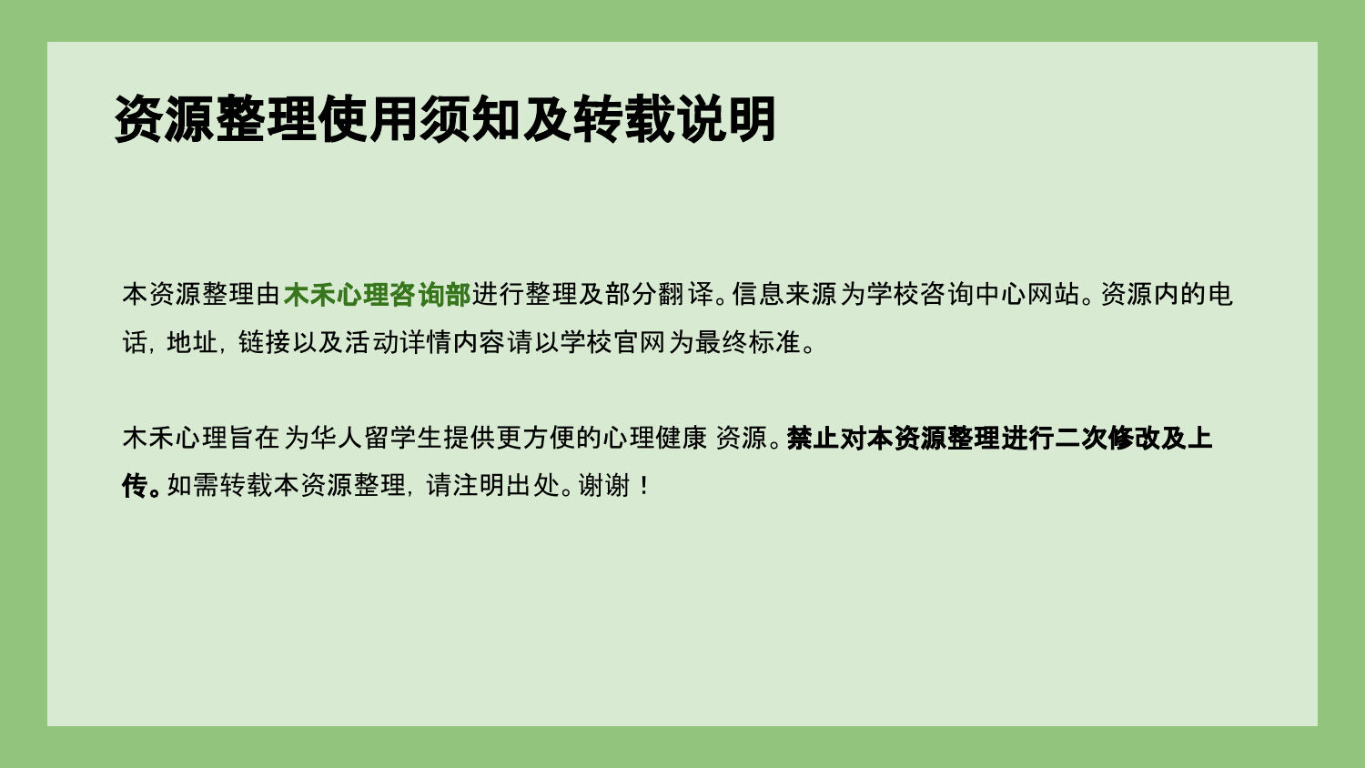# 资源整理使用须知及转载说明

本资源整理由**木禾心理咨询部**进行整理及部分翻译。信息来源为学校咨询中心网站。资源内的电话，地址，链接以及活动详情内容请以学校官网为最终标准。

木禾心理旨在为华人留学生提供更方便的心理健康资源。**禁止对本资源整理进行二次修改及上传。**如需转载本资源整理，请注明出处。谢谢！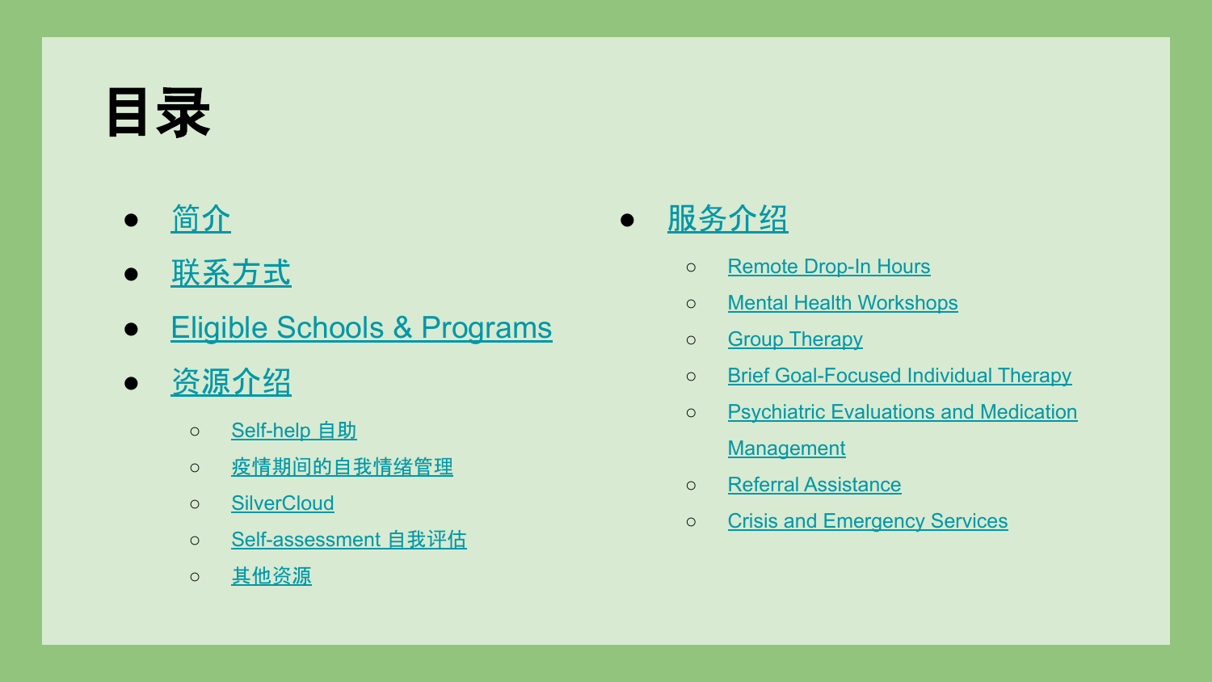# 目录

- 简介
- 联系方式
- Eligible Schools & Programs
- 资源介绍
  - Self-help 自助
  - 疫情期间的自我情绪管理
  - SilverCloud
  - Self-assessment 自我评估
  - 其他资源
- 服务介绍
  - Remote Drop-In Hours
  - Mental Health Workshops
  - Group Therapy
  - Brief Goal-Focused Individual Therapy
  - Psychiatric Evaluations and Medication Management
  - Referral Assistance
  - Crisis and Emergency Services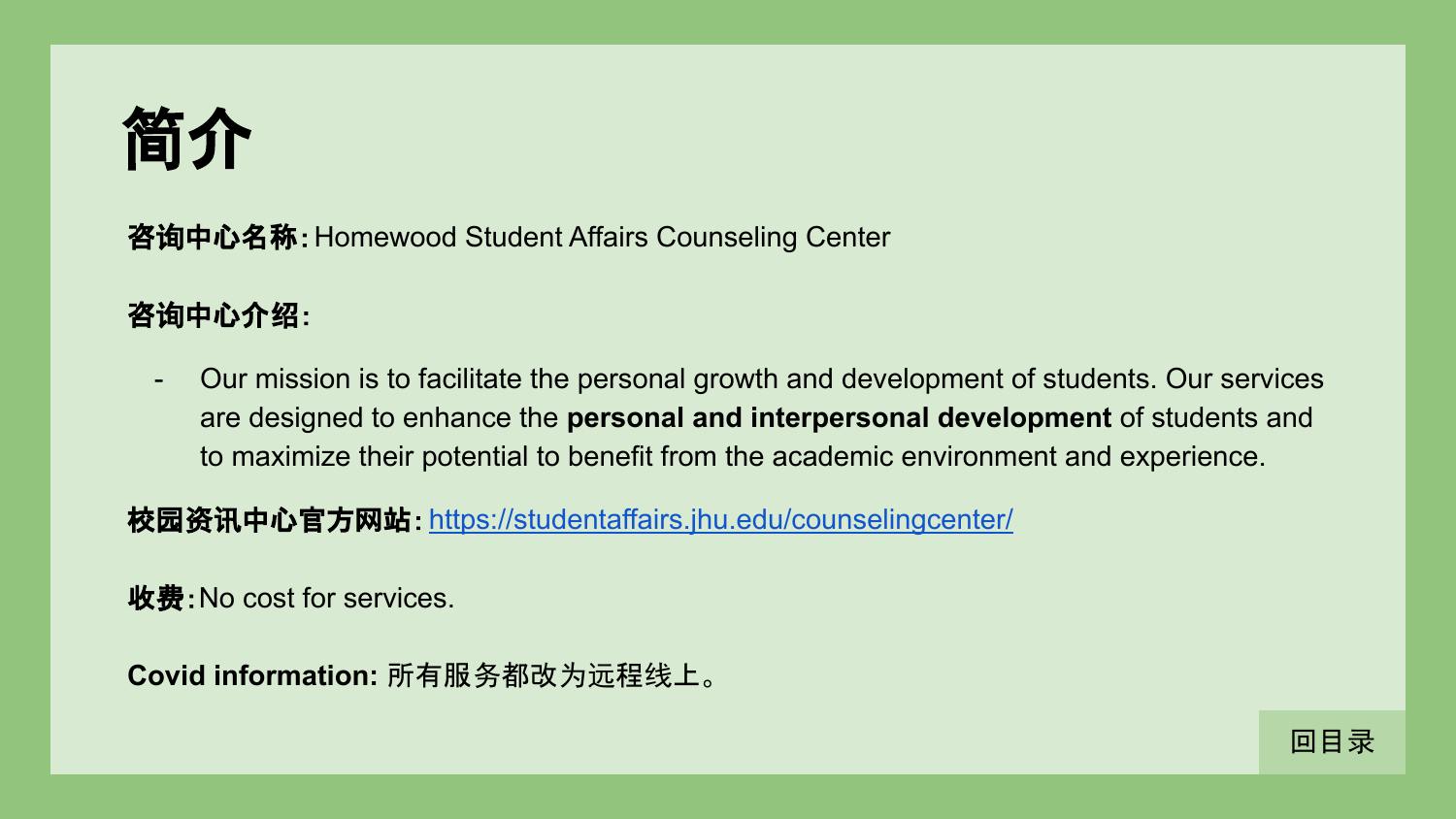# 简介

**咨询中心名称:** Homewood Student Affairs Counseling Center

**咨询中心介绍:**

- Our mission is to facilitate the personal growth and development of students. Our services are designed to enhance the **personal and interpersonal development** of students and to maximize their potential to benefit from the academic environment and experience.

**校园资讯中心官方网站:** https://studentaffairs.jhu.edu/counselingcenter/

**收费:** No cost for services.

**Covid information:** 所有服务都改为远程线上。

回目录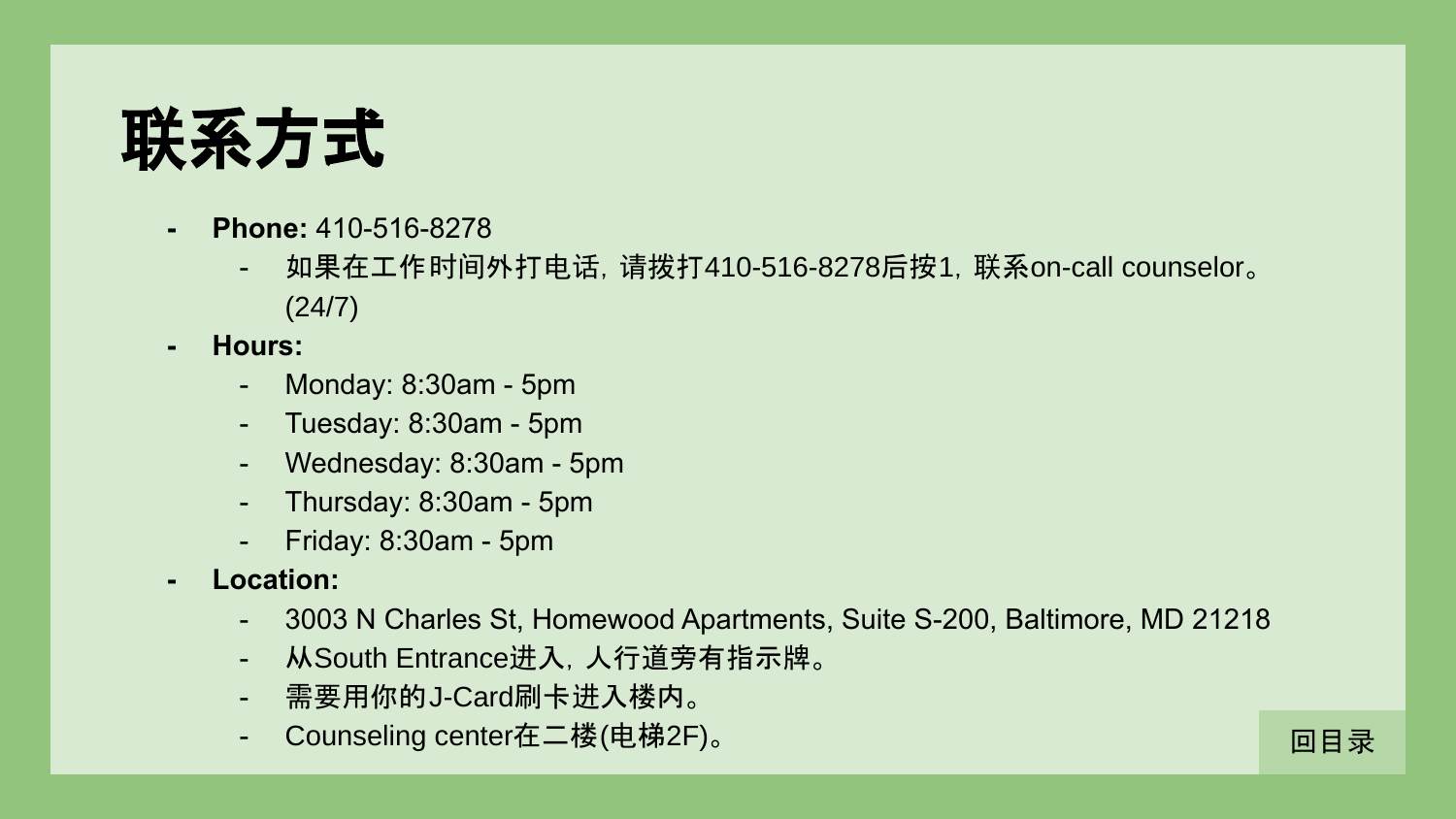# 联系方式

- **Phone:** 410-516-8278
  - 如果在工作时间外打电话，请拨打410-516-8278后按1，联系on-call counselor。(24/7)
- **Hours:**
  - Monday: 8:30am - 5pm
  - Tuesday: 8:30am - 5pm
  - Wednesday: 8:30am - 5pm
  - Thursday: 8:30am - 5pm
  - Friday: 8:30am - 5pm
- **Location:**
  - 3003 N Charles St, Homewood Apartments, Suite S-200, Baltimore, MD 21218
  - 从South Entrance进入，人行道旁有指示牌。
  - 需要用你的J-Card刷卡进入楼内。
  - Counseling center在二楼(电梯2F)。

回目录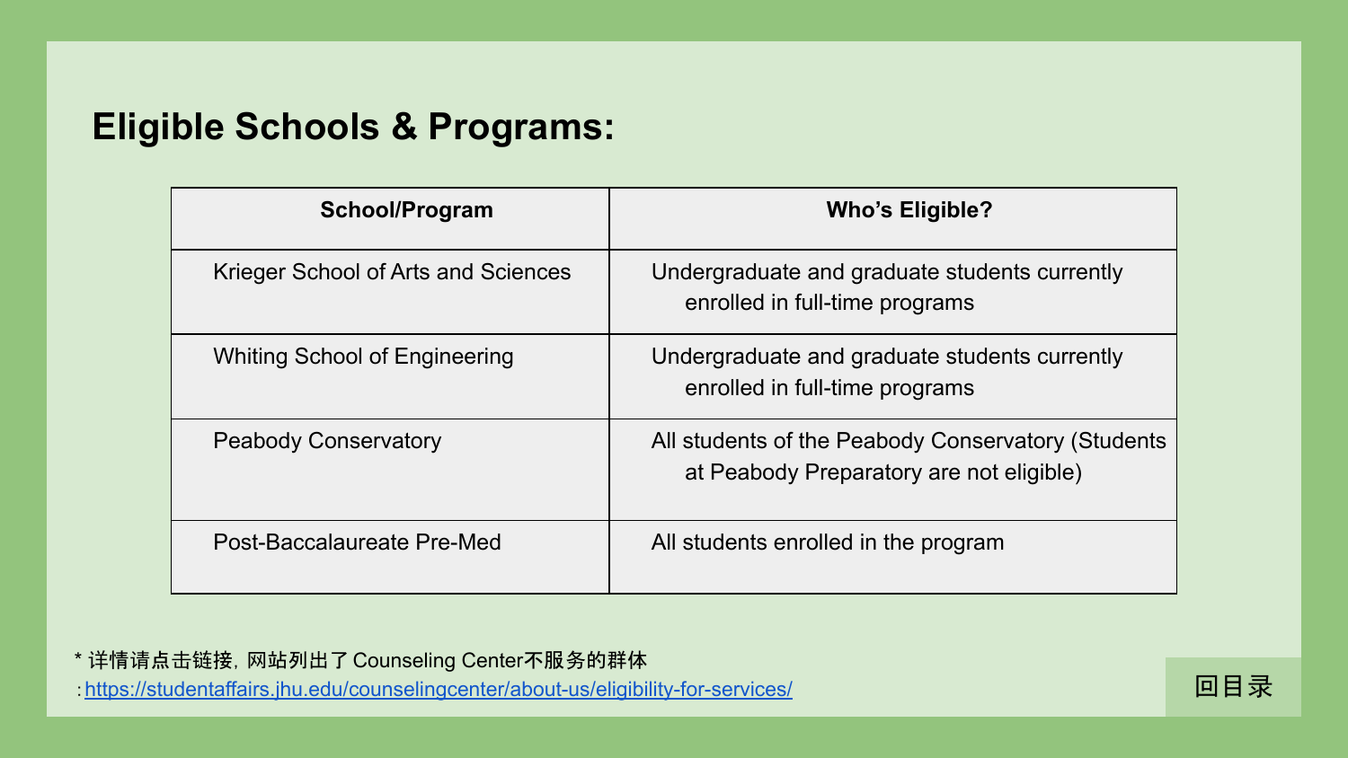## Eligible Schools & Programs:

| School/Program | Who's Eligible? |
| --- | --- |
| Krieger School of Arts and Sciences | Undergraduate and graduate students currently enrolled in full-time programs |
| Whiting School of Engineering | Undergraduate and graduate students currently enrolled in full-time programs |
| Peabody Conservatory | All students of the Peabody Conservatory (Students at Peabody Preparatory are not eligible) |
| Post-Baccalaureate Pre-Med | All students enrolled in the program |

* 详情请点击链接，网站列出了Counseling Center不服务的群体：https://studentaffairs.jhu.edu/counselingcenter/about-us/eligibility-for-services/

回目录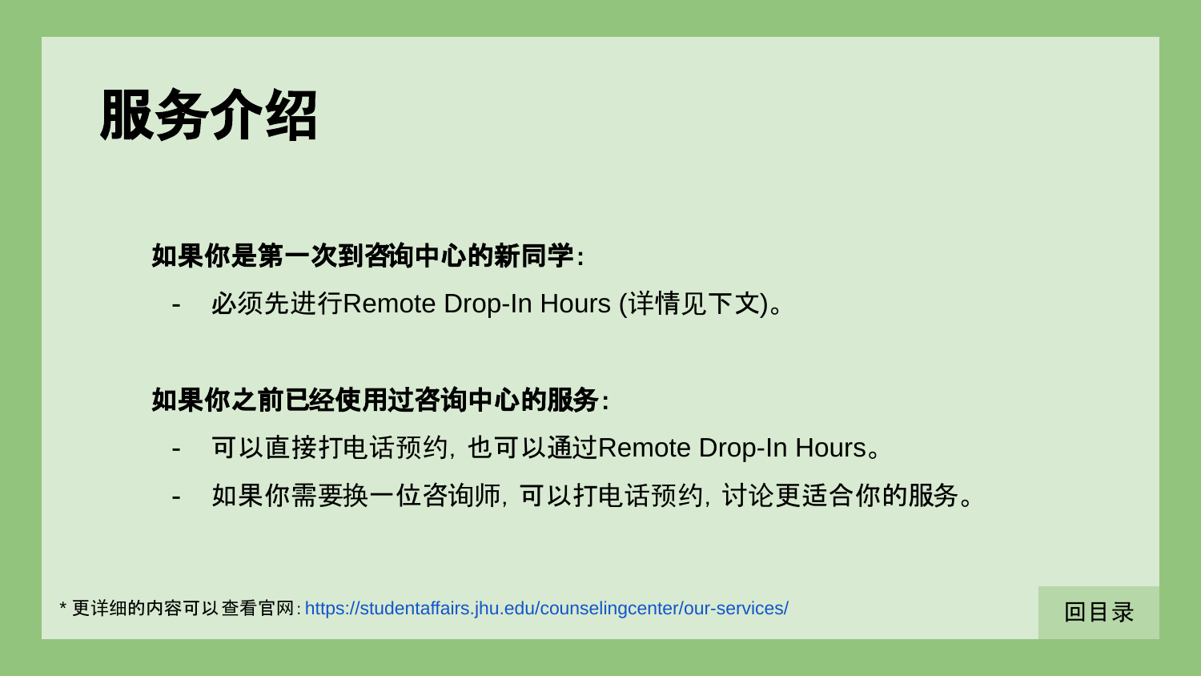# 服务介绍

**如果你是第一次到咨询中心的新同学：**

- 必须先进行Remote Drop-In Hours (详情见下文)。

**如果你之前已经使用过咨询中心的服务：**

- 可以直接打电话预约，也可以通过Remote Drop-In Hours。
- 如果你需要换一位咨询师，可以打电话预约，讨论更适合你的服务。

* 更详细的内容可以查看官网：https://studentaffairs.jhu.edu/counselingcenter/our-services/

回目录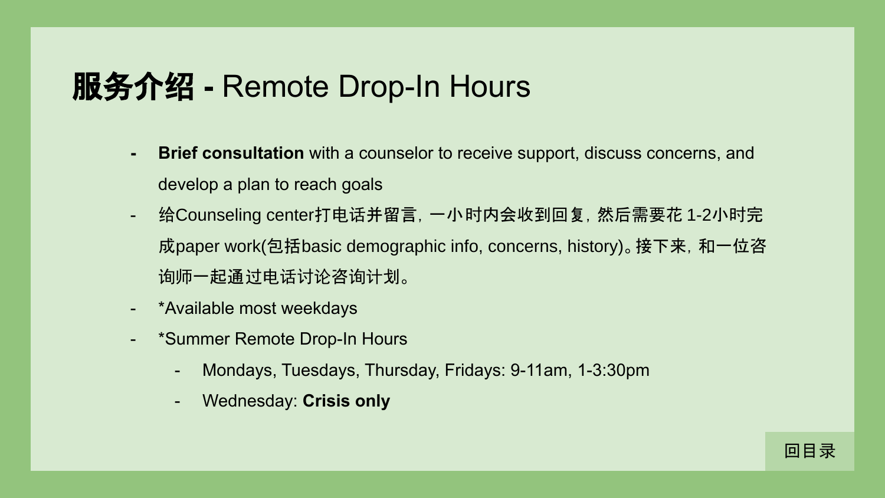# **服务介绍 -** Remote Drop-In Hours

- **Brief consultation** with a counselor to receive support, discuss concerns, and develop a plan to reach goals
- 给Counseling center打电话并留言，一小时内会收到回复，然后需要花 1-2小时完成paper work(包括basic demographic info, concerns, history)。接下来，和一位咨询师一起通过电话讨论咨询计划。
- *Available most weekdays
- *Summer Remote Drop-In Hours
  - Mondays, Tuesdays, Thursday, Fridays: 9-11am, 1-3:30pm
  - Wednesday: **Crisis only**

回目录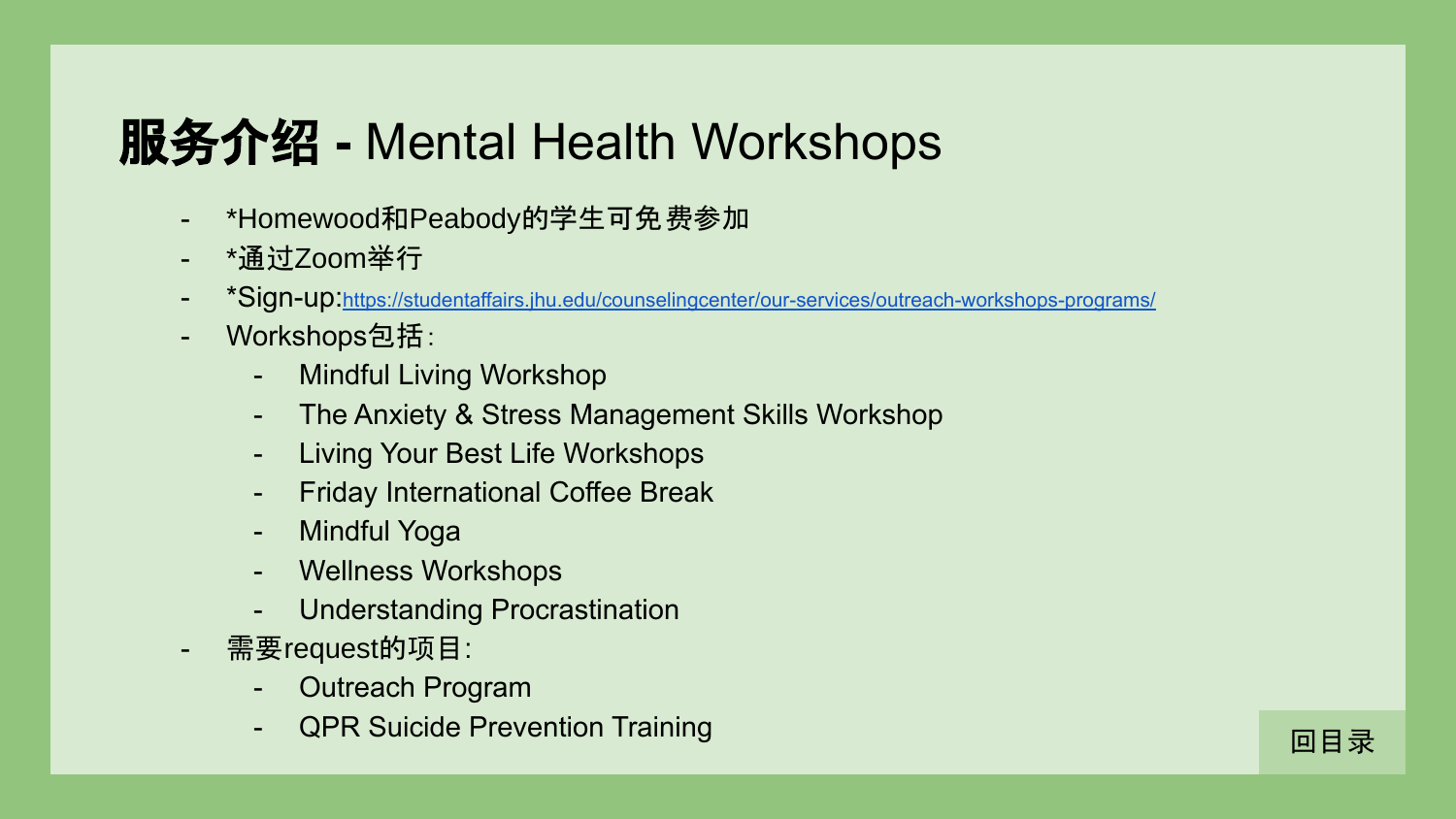# **服务介绍 -** Mental Health Workshops

- *Homewood和Peabody的学生可免费参加
- *通过Zoom举行
- *Sign-up:https://studentaffairs.jhu.edu/counselingcenter/our-services/outreach-workshops-programs/
- Workshops包括:
  - Mindful Living Workshop
  - The Anxiety & Stress Management Skills Workshop
  - Living Your Best Life Workshops
  - Friday International Coffee Break
  - Mindful Yoga
  - Wellness Workshops
  - Understanding Procrastination
- 需要request的项目:
  - Outreach Program
  - QPR Suicide Prevention Training

回目录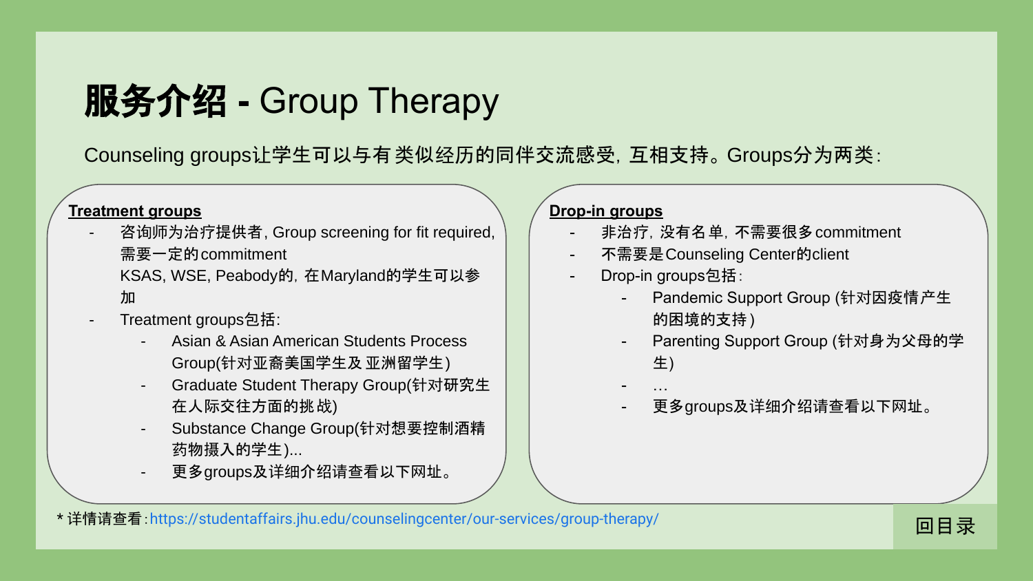# 服务介绍 - Group Therapy

Counseling groups让学生可以与有 类似经历的同伴交流感受，互相支持。Groups分为两类：

**Treatment groups**

- 咨询师为治疗提供者, Group screening for fit required, 需要一定的commitment
  KSAS, WSE, Peabody的，在Maryland的学生可以参加
- Treatment groups包括:
  - Asian & Asian American Students Process Group(针对亚裔美国学生及 亚洲留学生)
  - Graduate Student Therapy Group(针对研究生在人际交往方面的挑 战)
  - Substance Change Group(针对想要控制酒精药物摄入的学生)...
  - 更多groups及详细介绍请查看以下网址。

**Drop-in groups**

- 非治疗，没有名单，不需要很多commitment
- 不需要是Counseling Center的client
- Drop-in groups包括：
  - Pandemic Support Group (针对因疫情产生的困境的支持)
  - Parenting Support Group (针对身为父母的学生)
  - …
  - 更多groups及详细介绍请查看以下网址。

* 详情请查看：https://studentaffairs.jhu.edu/counselingcenter/our-services/group-therapy/

回目录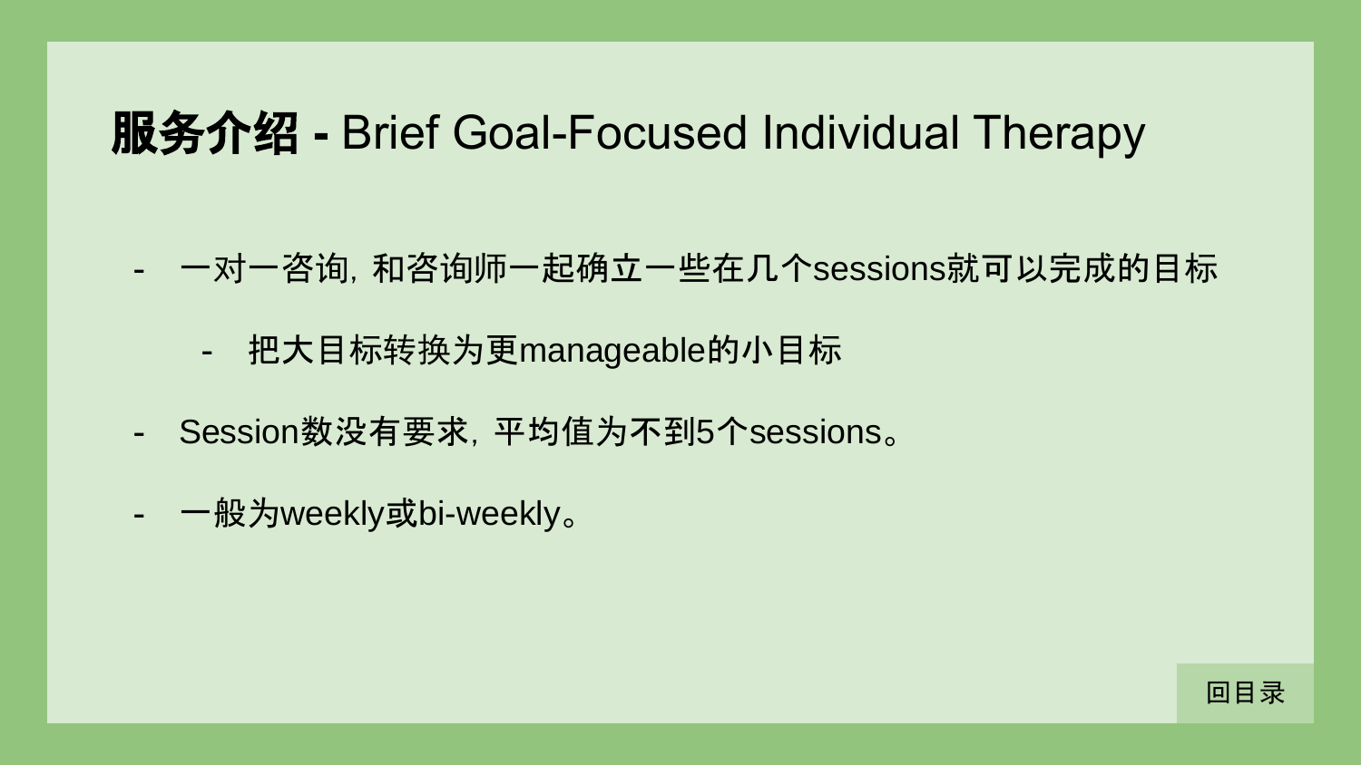# **服务介绍 -** Brief Goal-Focused Individual Therapy

- 一对一咨询，和咨询师一起确立一些在几个sessions就可以完成的目标
    - 把大目标转换为更manageable的小目标
- Session数没有要求，平均值为不到5个sessions。
- 一般为weekly或bi-weekly。

回目录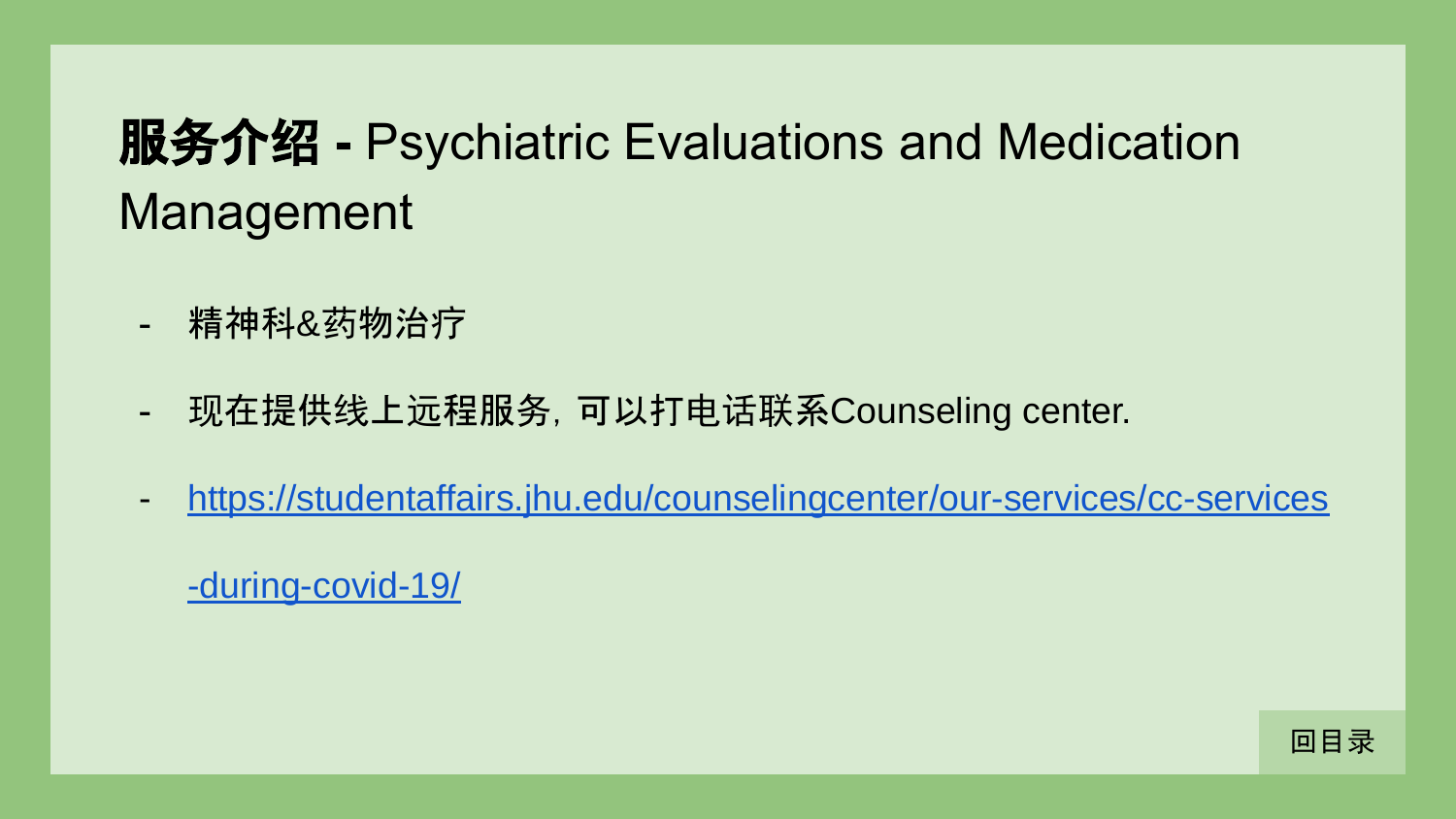# **服务介绍 -** Psychiatric Evaluations and Medication Management

- 精神科&药物治疗
- 现在提供线上远程服务，可以打电话联系Counseling center.
- https://studentaffairs.jhu.edu/counselingcenter/our-services/cc-services-during-covid-19/

回目录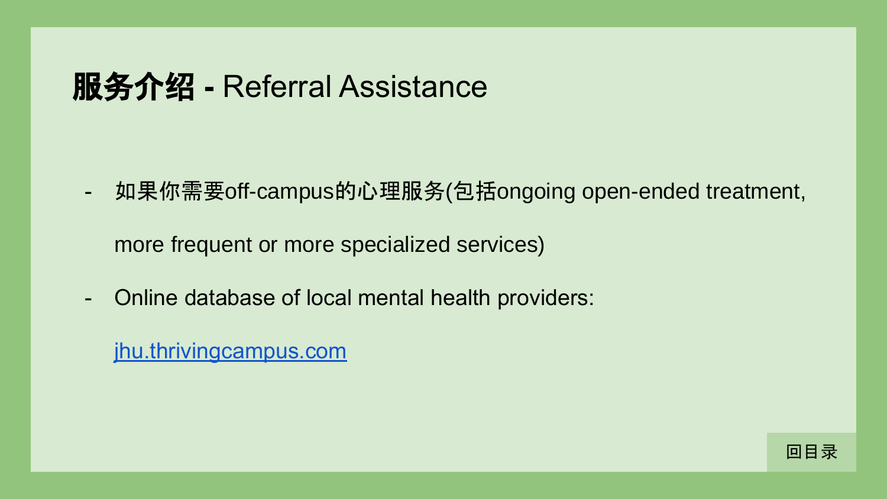# **服务介绍 -** Referral Assistance

- 如果你需要off-campus的心理服务(包括ongoing open-ended treatment, more frequent or more specialized services)
- Online database of local mental health providers: [jhu.thrivingcampus.com](jhu.thrivingcampus.com)

回目录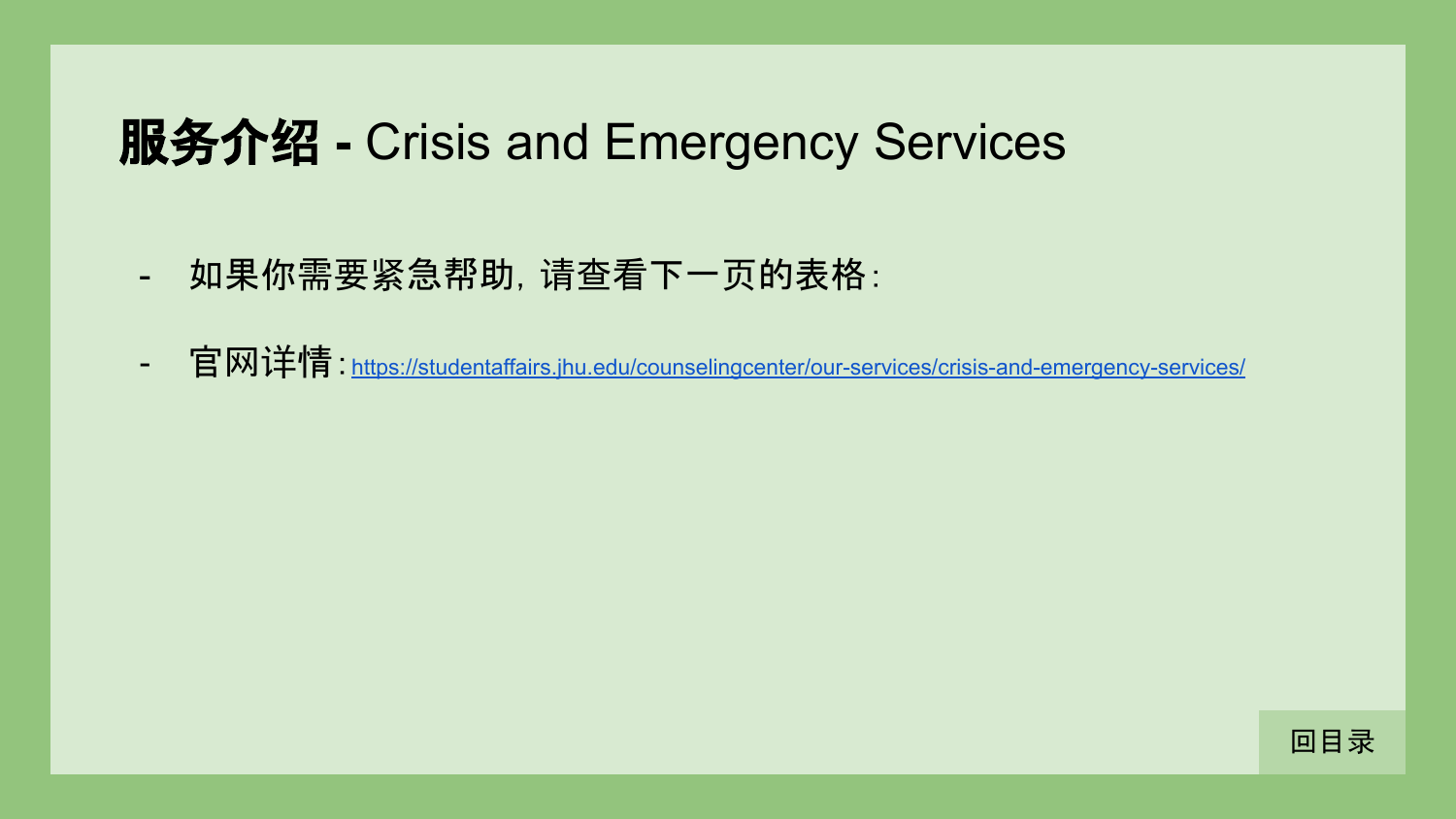# **服务介绍 -** Crisis and Emergency Services

- 如果你需要紧急帮助，请查看下一页的表格：
- 官网详情：https://studentaffairs.jhu.edu/counselingcenter/our-services/crisis-and-emergency-services/

回目录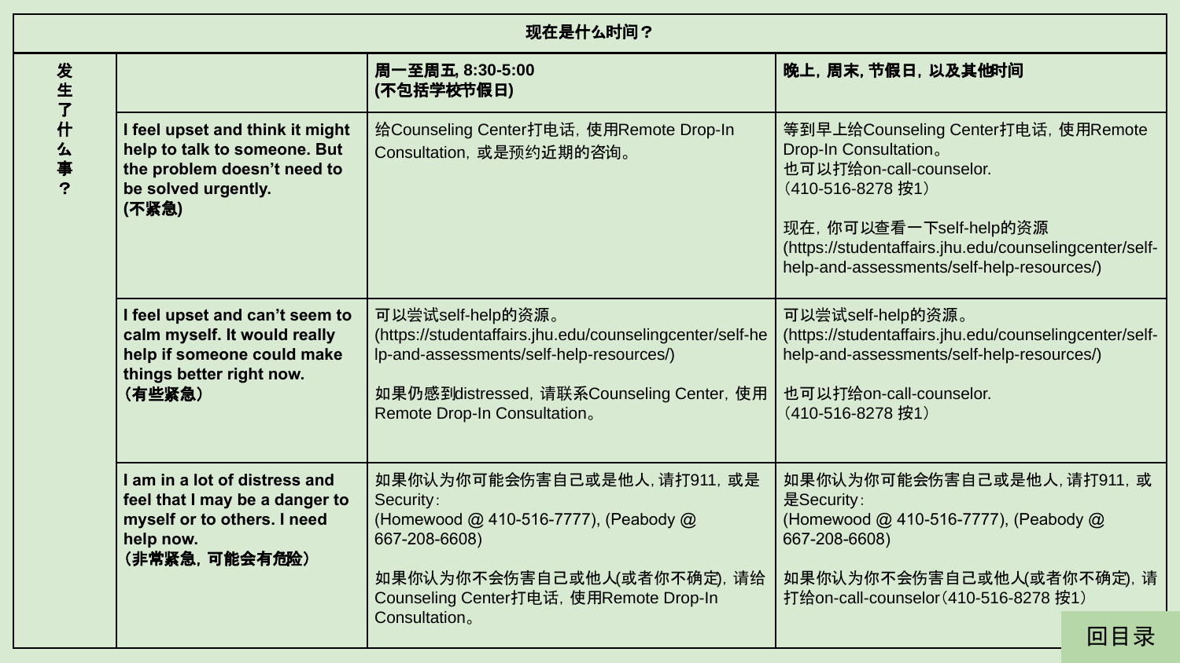| 现在是什么时间？ | | | |
|---|---|---|---|
| 发生了什么事？ | | **周一至周五, 8:30-5:00 (不包括学校节假日)** | **晚上，周末，节假日，以及其他时间** |
| | **I feel upset and think it might help to talk to someone. But the problem doesn't need to be solved urgently. (不紧急)** | 给Counseling Center打电话，使用Remote Drop-In Consultation，或是预约近期的咨询。 | 等到早上给Counseling Center打电话，使用Remote Drop-In Consultation。<br>也可以打给on-call-counselor.<br>（410-516-8278 按1）<br><br>现在，你可以查看一下self-help的资源 (https://studentaffairs.jhu.edu/counselingcenter/self-help-and-assessments/self-help-resources/) |
| | **I feel upset and can't seem to calm myself. It would really help if someone could make things better right now. （有些紧急）** | 可以尝试self-help的资源。<br>(https://studentaffairs.jhu.edu/counselingcenter/self-help-and-assessments/self-help-resources/)<br><br>如果仍感到distressed，请联系Counseling Center，使用Remote Drop-In Consultation。 | 可以尝试self-help的资源。<br>(https://studentaffairs.jhu.edu/counselingcenter/self-help-and-assessments/self-help-resources/)<br><br>也可以打给on-call-counselor.<br>（410-516-8278 按1） |
| | **I am in a lot of distress and feel that I may be a danger to myself or to others. I need help now. （非常紧急，可能会有危险）** | 如果你认为你可能会伤害自己或是他人，请打911，或是Security：<br>(Homewood @ 410-516-7777), (Peabody @ 667-208-6608)<br><br>如果你认为你不会伤害自己或他人(或者你不确定)，请给Counseling Center打电话，使用Remote Drop-In Consultation。 | 如果你认为你可能会伤害自己或是他人，请打911，或是Security：<br>(Homewood @ 410-516-7777), (Peabody @ 667-208-6608)<br><br>如果你认为你不会伤害自己或他人(或者你不确定)，请打给on-call-counselor（410-516-8278 按1） |

回目录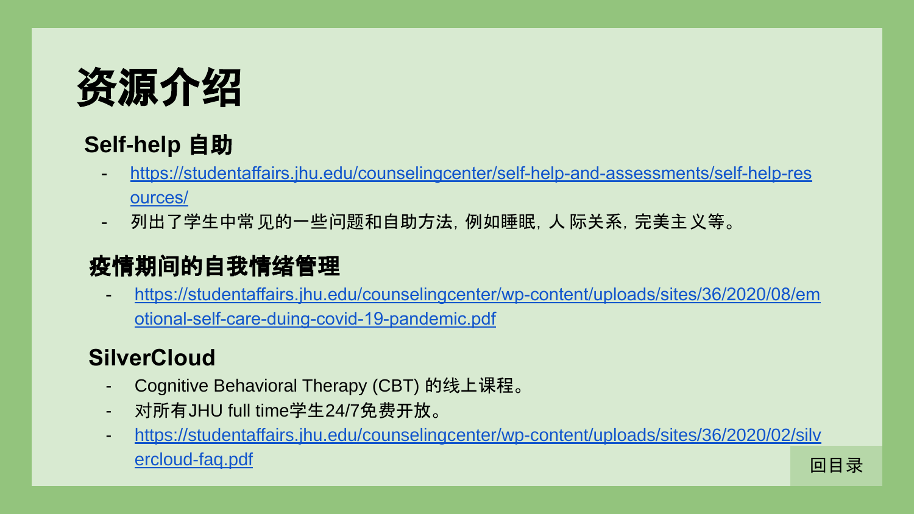# 资源介绍

## Self-help 自助

- https://studentaffairs.jhu.edu/counselingcenter/self-help-and-assessments/self-help-resources/
- 列出了学生中常见的一些问题和自助方法，例如睡眠，人际关系，完美主义等。

## 疫情期间的自我情绪管理

- https://studentaffairs.jhu.edu/counselingcenter/wp-content/uploads/sites/36/2020/08/emotional-self-care-duing-covid-19-pandemic.pdf

## SilverCloud

- Cognitive Behavioral Therapy (CBT) 的线上课程。
- 对所有JHU full time学生24/7免费开放。
- https://studentaffairs.jhu.edu/counselingcenter/wp-content/uploads/sites/36/2020/02/silvercloud-faq.pdf

回目录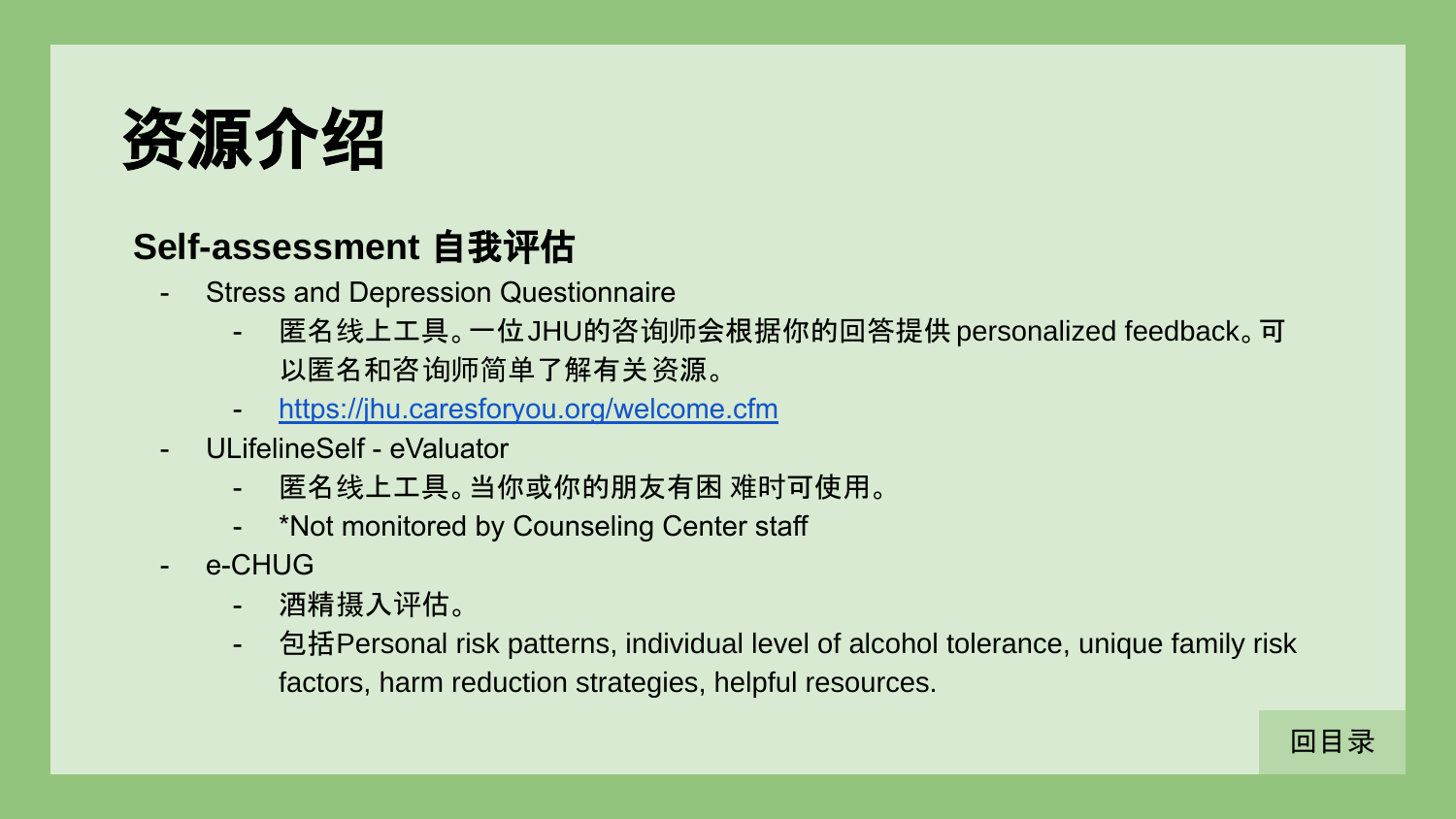# 资源介绍

## Self-assessment 自我评估

- Stress and Depression Questionnaire
  - 匿名线上工具。一位JHU的咨询师会根据你的回答提供personalized feedback。可以匿名和咨询师简单了解有关资源。
  - https://jhu.caresforyou.org/welcome.cfm
- ULifelineSelf - eValuator
  - 匿名线上工具。当你或你的朋友有困 难时可使用。
  - *Not monitored by Counseling Center staff
- e-CHUG
  - 酒精摄入评估。
  - 包括Personal risk patterns, individual level of alcohol tolerance, unique family risk factors, harm reduction strategies, helpful resources.

回目录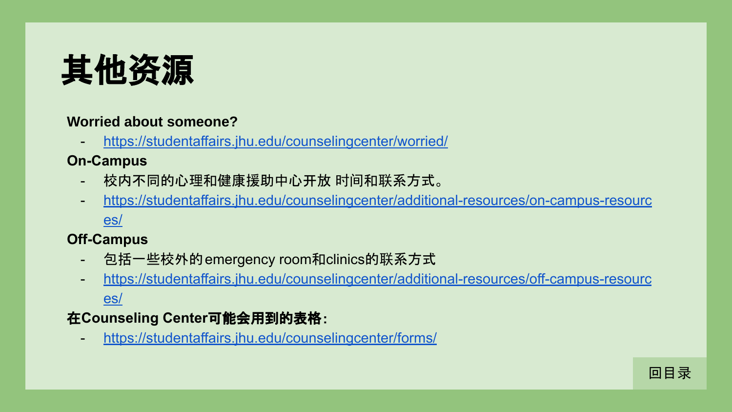# 其他资源

**Worried about someone?**

- https://studentaffairs.jhu.edu/counselingcenter/worried/

**On-Campus**

- 校内不同的心理和健康援助中心开放 时间和联系方式。
- https://studentaffairs.jhu.edu/counselingcenter/additional-resources/on-campus-resources/

**Off-Campus**

- 包括一些校外的emergency room和clinics的联系方式
- https://studentaffairs.jhu.edu/counselingcenter/additional-resources/off-campus-resources/

**在Counseling Center可能会用到的表格:**

- https://studentaffairs.jhu.edu/counselingcenter/forms/

回目录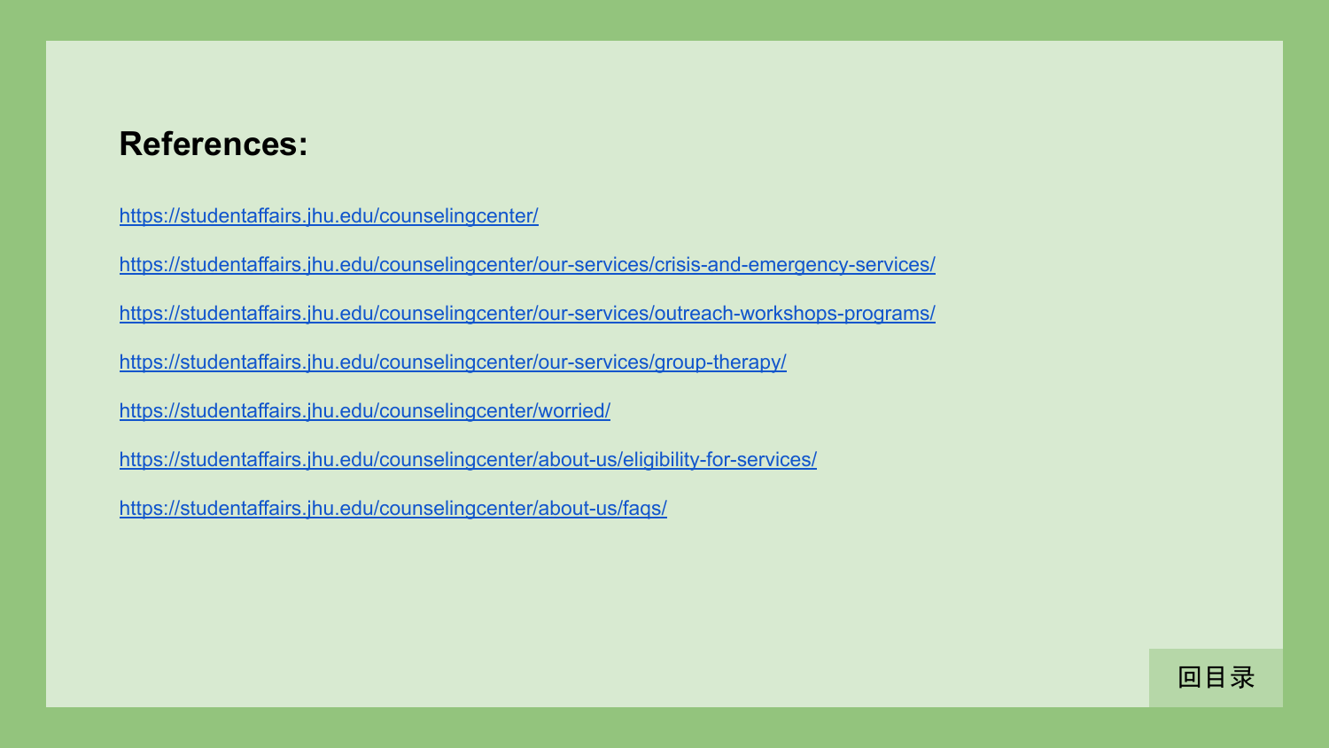## References:

https://studentaffairs.jhu.edu/counselingcenter/

https://studentaffairs.jhu.edu/counselingcenter/our-services/crisis-and-emergency-services/

https://studentaffairs.jhu.edu/counselingcenter/our-services/outreach-workshops-programs/

https://studentaffairs.jhu.edu/counselingcenter/our-services/group-therapy/

https://studentaffairs.jhu.edu/counselingcenter/worried/

https://studentaffairs.jhu.edu/counselingcenter/about-us/eligibility-for-services/

https://studentaffairs.jhu.edu/counselingcenter/about-us/faqs/

回目录